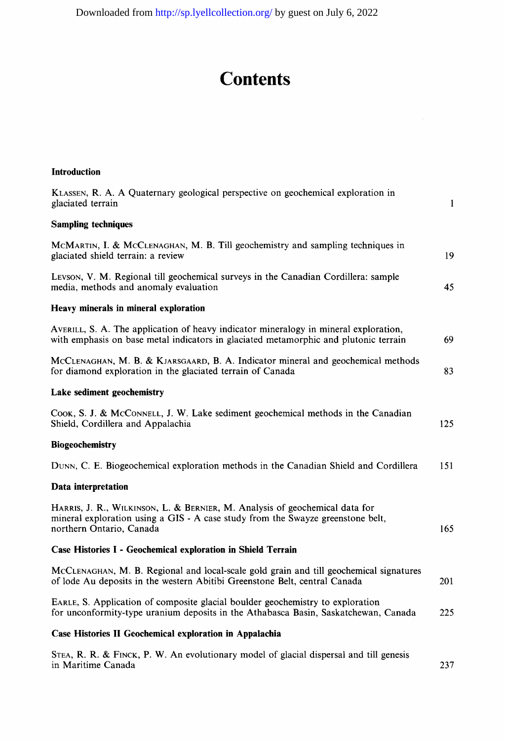# Contents

**Introduction**

KLASSEN, R. A. A Quaternary geological perspective on geochemical exploration in glaciated terrain 1

**Sampling techniques**

MCMARTIN, I. & MCCLENAGHAN, M. B. Till geochemistry and sampling techniques in glaciated shield terrain: a review 19

LEVSON, V. M. Regional till geochemical surveys in the Canadian Cordillera: sample media, methods and anomaly evaluation 45

**Heavy minerals in mineral exploration**

AVERILL, S. A. The application of heavy indicator mineralogy in mineral exploration, with emphasis on base metal indicators in glaciated metamorphic and plutonic terrain 69

MCCLENAGHAN, M. B. & KJARSGAARD, B. A. Indicator mineral and geochemical methods for diamond exploration in the glaciated terrain of Canada 83

**Lake sediment geochemistry**

COOK, S. J. & MCCONNELL, J. W. Lake sediment geochemical methods in the Canadian Shield, Cordillera and Appalachia 125

**Biogeochemistry**

DUNN, C. E. Biogeochemical exploration methods in the Canadian Shield and Cordillera 151

**Data interpretation**

HARRIS, J. R., WILKINSON, L. & BERNIER, M. Analysis of geochemical data for mineral exploration using a GIS - A case study from the Swayze greenstone belt, northern Ontario, Canada 165

**Case Histories I - Geochemical exploration in Shield Terrain**

MCCLENAGHAN, M. B. Regional and local-scale gold grain and till geochemical signatures of lode Au deposits in the western Abitibi Greenstone Belt, central Canada 201

EARLE, S. Application of composite glacial boulder geochemistry to exploration for unconformity-type uranium deposits in the Athabasca Basin, Saskatchewan, Canada 225

**Case Histories II Geochemical exploration in Appalachia**

STEA, R. R. & FINCK, P. W. An evolutionary model of glacial dispersal and till genesis in Maritime Canada 237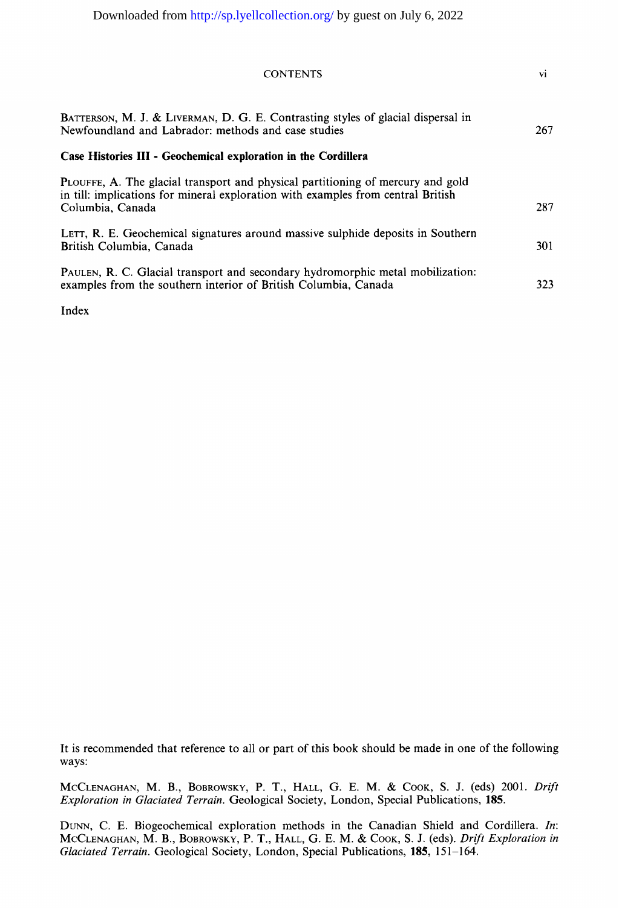BATTERSON, M. J. & LIVERMAN, D. G. E. Contrasting styles of glacial dispersal in Newfoundland and Labrador: methods and case studies 267

**Case Histories III - Geochemical exploration in the Cordillera**

PLOUFFE, A. The glacial transport and physical partitioning of mercury and gold in till: implications for mineral exploration with examples from central British Columbia, Canada 287

LETT, R. E. Geochemical signatures around massive sulphide deposits in Southern British Columbia, Canada 301

PAULEN, R. C. Glacial transport and secondary hydromorphic metal mobilization: examples from the southern interior of British Columbia, Canada 323

Index

It is recommended that reference to all or part of this book should be made in one of the following ways:

MCCLENAGHAN, M. B., BOBROWSKY, P. T., HALL, G. E. M. & COOK, S. J. (eds) 2001. *Drift Exploration in Glaciated Terrain.* Geological Society, London, Special Publications, **185**.

DUNN, C. E. Biogeochemical exploration methods in the Canadian Shield and Cordillera. *In*: MCCLENAGHAN, M. B., BOBROWSKY, P. T., HALL, G. E. M. & COOK, S. J. (eds). *Drift Exploration in Glaciated Terrain.* Geological Society, London, Special Publications, **185**, 151–164.